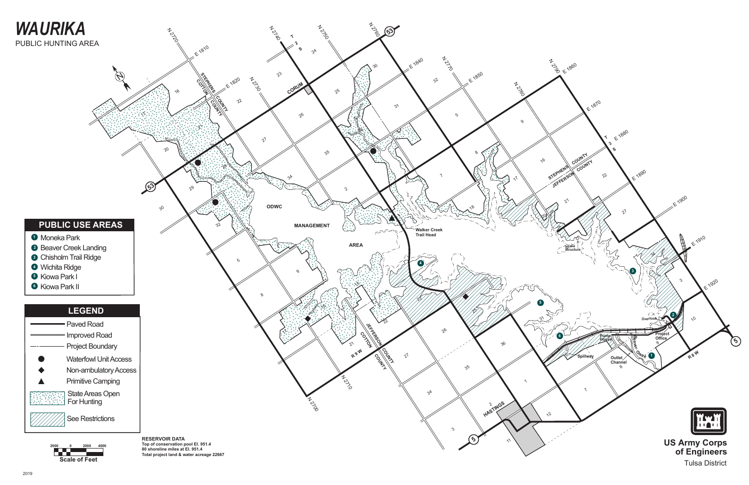# WAURIKA

PUBLIC HUNTING AREA

## PUBLIC USE AREAS

1. Moneka Park
2. Beaver Creek Landing
3. Chisholm Trail Ridge
4. Wichita Ridge
5. Kiowa Park I
6. Kiowa Park II

## LEGEND

- Paved Road
- Improved Road
- Project Boundary
- Waterfowl Unit Access
- Non-ambulatory Access
- Primitive Camping
- State Areas Open For Hunting
- See Restrictions

Scale of Feet: 2000 0 2000 4000

**RESERVOIR DATA**
**Top of conservation pool El. 951.4**
**80 shoreline miles at El. 951.4**
**Total project land & water acreage 22667**

ODWC MANAGEMENT AREA

Walker Creek Trail Head

Intake Structure

Overlook

Pump House

Project Office

Spillway

Outlet Channel

Beaver Creek

STEPHENS COUNTY / COTTON COUNTY

STEPHENS COUNTY / JEFFERSON COUNTY

JEFFERSON COUNTY / COTTON COUNTY

CORUM

HASTINGS

T 2 S · T 3 S · R 9 W · R 8 W

N 2700 · N 2710 · N 2720 · N 2730 · N 2740 · N 2750 · N 2760 · N 2770 · N 2780 · N 2790

E 1810 · E 1820 · E 1840 · E 1850 · E 1860 · E 1870 · E 1880 · E 1890 · E 1900 · E 1910 · E 1920

**US Army Corps of Engineers**
Tulsa District

2019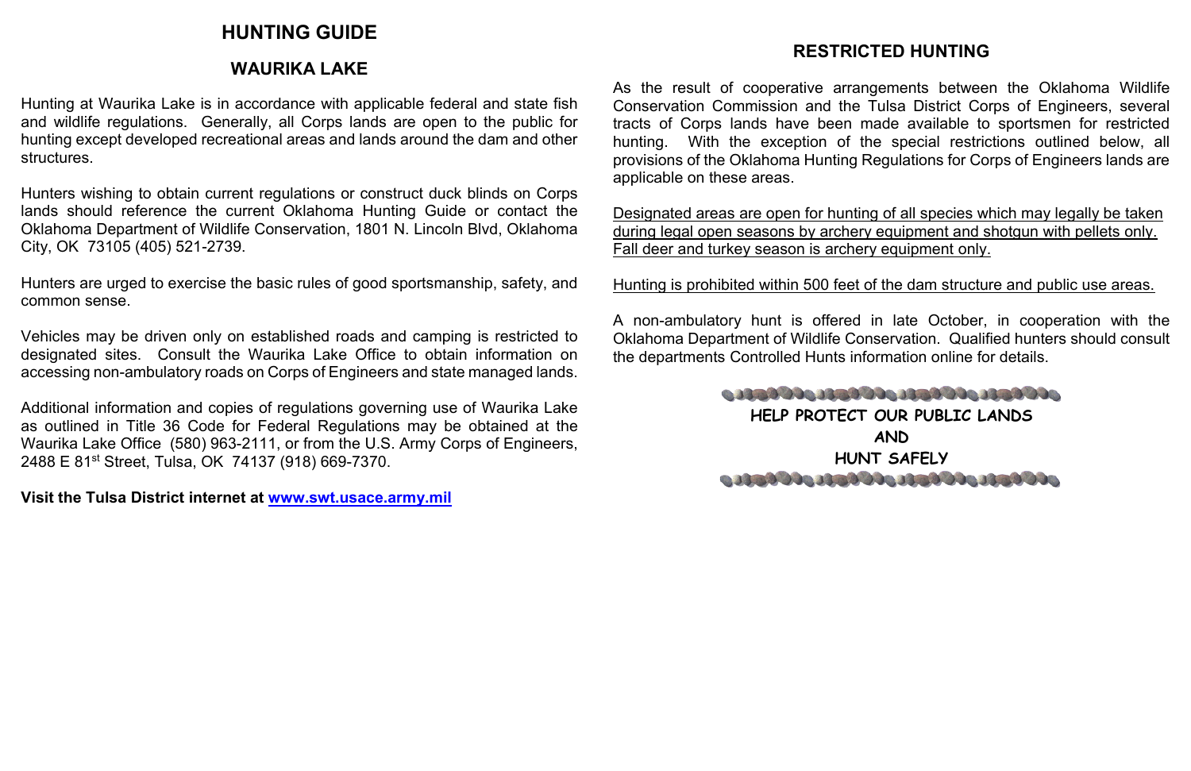# HUNTING GUIDE

## WAURIKA LAKE

Hunting at Waurika Lake is in accordance with applicable federal and state fish and wildlife regulations. Generally, all Corps lands are open to the public for hunting except developed recreational areas and lands around the dam and other structures.

Hunters wishing to obtain current regulations or construct duck blinds on Corps lands should reference the current Oklahoma Hunting Guide or contact the Oklahoma Department of Wildlife Conservation, 1801 N. Lincoln Blvd, Oklahoma City, OK 73105 (405) 521-2739.

Hunters are urged to exercise the basic rules of good sportsmanship, safety, and common sense.

Vehicles may be driven only on established roads and camping is restricted to designated sites. Consult the Waurika Lake Office to obtain information on accessing non-ambulatory roads on Corps of Engineers and state managed lands.

Additional information and copies of regulations governing use of Waurika Lake as outlined in Title 36 Code for Federal Regulations may be obtained at the Waurika Lake Office (580) 963-2111, or from the U.S. Army Corps of Engineers, 2488 E 81st Street, Tulsa, OK 74137 (918) 669-7370.

**Visit the Tulsa District internet at [www.swt.usace.army.mil](http://www.swt.usace.army.mil)**

## RESTRICTED HUNTING

As the result of cooperative arrangements between the Oklahoma Wildlife Conservation Commission and the Tulsa District Corps of Engineers, several tracts of Corps lands have been made available to sportsmen for restricted hunting. With the exception of the special restrictions outlined below, all provisions of the Oklahoma Hunting Regulations for Corps of Engineers lands are applicable on these areas.

<u>Designated areas are open for hunting of all species which may legally be taken during legal open seasons by archery equipment and shotgun with pellets only. Fall deer and turkey season is archery equipment only.</u>

<u>Hunting is prohibited within 500 feet of the dam structure and public use areas.</u>

A non-ambulatory hunt is offered in late October, in cooperation with the Oklahoma Department of Wildlife Conservation. Qualified hunters should consult the departments Controlled Hunts information online for details.

**HELP PROTECT OUR PUBLIC LANDS**
**AND**
**HUNT SAFELY**